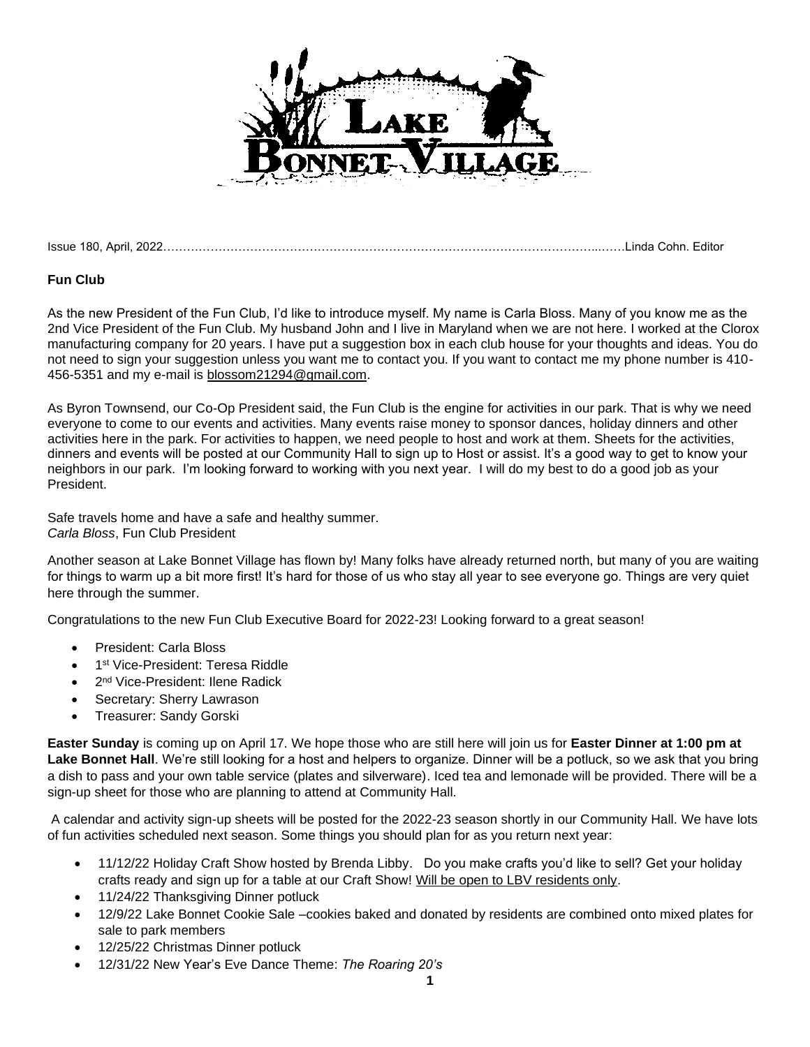Issue 180, April, 2022……………………………………………………………………………………………...……Linda Cohn. Editor

**Fun Club**

As the new President of the Fun Club, I'd like to introduce myself. My name is Carla Bloss. Many of you know me as the 2nd Vice President of the Fun Club. My husband John and I live in Maryland when we are not here. I worked at the Clorox manufacturing company for 20 years. I have put a suggestion box in each club house for your thoughts and ideas. You do not need to sign your suggestion unless you want me to contact you. If you want to contact me my phone number is 410-456-5351 and my e-mail is blossom21294@gmail.com.

As Byron Townsend, our Co-Op President said, the Fun Club is the engine for activities in our park. That is why we need everyone to come to our events and activities. Many events raise money to sponsor dances, holiday dinners and other activities here in the park. For activities to happen, we need people to host and work at them. Sheets for the activities, dinners and events will be posted at our Community Hall to sign up to Host or assist. It's a good way to get to know your neighbors in our park. I'm looking forward to working with you next year. I will do my best to do a good job as your President.

Safe travels home and have a safe and healthy summer.
*Carla Bloss*, Fun Club President

Another season at Lake Bonnet Village has flown by! Many folks have already returned north, but many of you are waiting for things to warm up a bit more first! It's hard for those of us who stay all year to see everyone go. Things are very quiet here through the summer.

Congratulations to the new Fun Club Executive Board for 2022-23! Looking forward to a great season!

- President: Carla Bloss
- 1st Vice-President: Teresa Riddle
- 2nd Vice-President: Ilene Radick
- Secretary: Sherry Lawrason
- Treasurer: Sandy Gorski

**Easter Sunday** is coming up on April 17. We hope those who are still here will join us for **Easter Dinner at 1:00 pm at Lake Bonnet Hall**. We're still looking for a host and helpers to organize. Dinner will be a potluck, so we ask that you bring a dish to pass and your own table service (plates and silverware). Iced tea and lemonade will be provided. There will be a sign-up sheet for those who are planning to attend at Community Hall.

A calendar and activity sign-up sheets will be posted for the 2022-23 season shortly in our Community Hall. We have lots of fun activities scheduled next season. Some things you should plan for as you return next year:

- 11/12/22 Holiday Craft Show hosted by Brenda Libby. Do you make crafts you'd like to sell? Get your holiday crafts ready and sign up for a table at our Craft Show! Will be open to LBV residents only.
- 11/24/22 Thanksgiving Dinner potluck
- 12/9/22 Lake Bonnet Cookie Sale –cookies baked and donated by residents are combined onto mixed plates for sale to park members
- 12/25/22 Christmas Dinner potluck
- 12/31/22 New Year's Eve Dance Theme: *The Roaring 20's*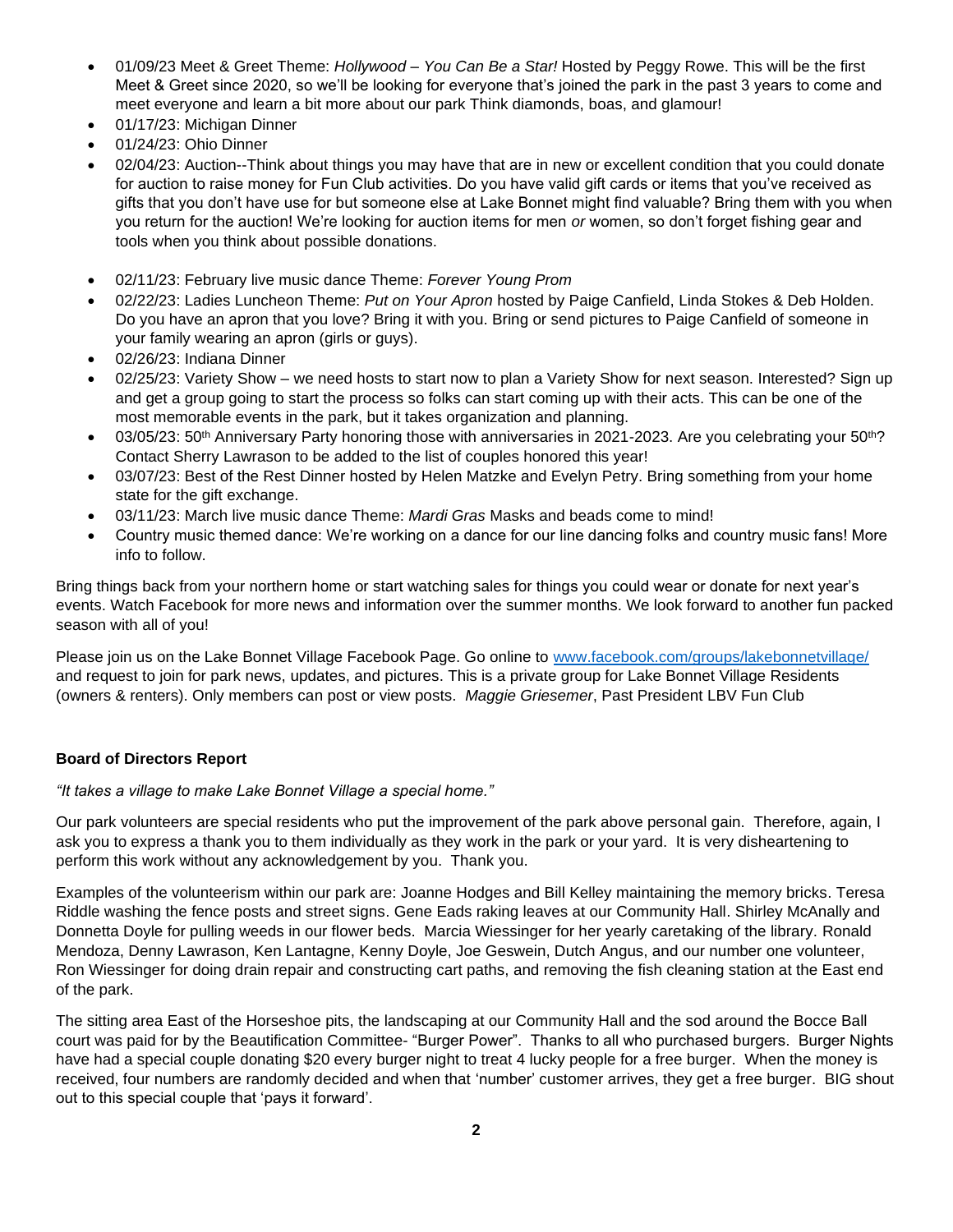- 01/09/23 Meet & Greet Theme: *Hollywood – You Can Be a Star!* Hosted by Peggy Rowe. This will be the first Meet & Greet since 2020, so we'll be looking for everyone that's joined the park in the past 3 years to come and meet everyone and learn a bit more about our park Think diamonds, boas, and glamour!
- 01/17/23: Michigan Dinner
- 01/24/23: Ohio Dinner
- 02/04/23: Auction--Think about things you may have that are in new or excellent condition that you could donate for auction to raise money for Fun Club activities. Do you have valid gift cards or items that you've received as gifts that you don't have use for but someone else at Lake Bonnet might find valuable? Bring them with you when you return for the auction! We're looking for auction items for men *or* women, so don't forget fishing gear and tools when you think about possible donations.
- 02/11/23: February live music dance Theme: *Forever Young Prom*
- 02/22/23: Ladies Luncheon Theme: *Put on Your Apron* hosted by Paige Canfield, Linda Stokes & Deb Holden. Do you have an apron that you love? Bring it with you. Bring or send pictures to Paige Canfield of someone in your family wearing an apron (girls or guys).
- 02/26/23: Indiana Dinner
- 02/25/23: Variety Show – we need hosts to start now to plan a Variety Show for next season. Interested? Sign up and get a group going to start the process so folks can start coming up with their acts. This can be one of the most memorable events in the park, but it takes organization and planning.
- 03/05/23: 50th Anniversary Party honoring those with anniversaries in 2021-2023. Are you celebrating your 50th? Contact Sherry Lawrason to be added to the list of couples honored this year!
- 03/07/23: Best of the Rest Dinner hosted by Helen Matzke and Evelyn Petry. Bring something from your home state for the gift exchange.
- 03/11/23: March live music dance Theme: *Mardi Gras* Masks and beads come to mind!
- Country music themed dance: We're working on a dance for our line dancing folks and country music fans! More info to follow.

Bring things back from your northern home or start watching sales for things you could wear or donate for next year's events. Watch Facebook for more news and information over the summer months. We look forward to another fun packed season with all of you!

Please join us on the Lake Bonnet Village Facebook Page. Go online to www.facebook.com/groups/lakebonnetvillage/ and request to join for park news, updates, and pictures. This is a private group for Lake Bonnet Village Residents (owners & renters). Only members can post or view posts. *Maggie Griesemer*, Past President LBV Fun Club

**Board of Directors Report**

*"It takes a village to make Lake Bonnet Village a special home."*

Our park volunteers are special residents who put the improvement of the park above personal gain. Therefore, again, I ask you to express a thank you to them individually as they work in the park or your yard. It is very disheartening to perform this work without any acknowledgement by you. Thank you.

Examples of the volunteerism within our park are: Joanne Hodges and Bill Kelley maintaining the memory bricks. Teresa Riddle washing the fence posts and street signs. Gene Eads raking leaves at our Community Hall. Shirley McAnally and Donnetta Doyle for pulling weeds in our flower beds. Marcia Wiessinger for her yearly caretaking of the library. Ronald Mendoza, Denny Lawrason, Ken Lantagne, Kenny Doyle, Joe Geswein, Dutch Angus, and our number one volunteer, Ron Wiessinger for doing drain repair and constructing cart paths, and removing the fish cleaning station at the East end of the park.

The sitting area East of the Horseshoe pits, the landscaping at our Community Hall and the sod around the Bocce Ball court was paid for by the Beautification Committee- "Burger Power". Thanks to all who purchased burgers. Burger Nights have had a special couple donating $20 every burger night to treat 4 lucky people for a free burger. When the money is received, four numbers are randomly decided and when that 'number' customer arrives, they get a free burger. BIG shout out to this special couple that 'pays it forward'.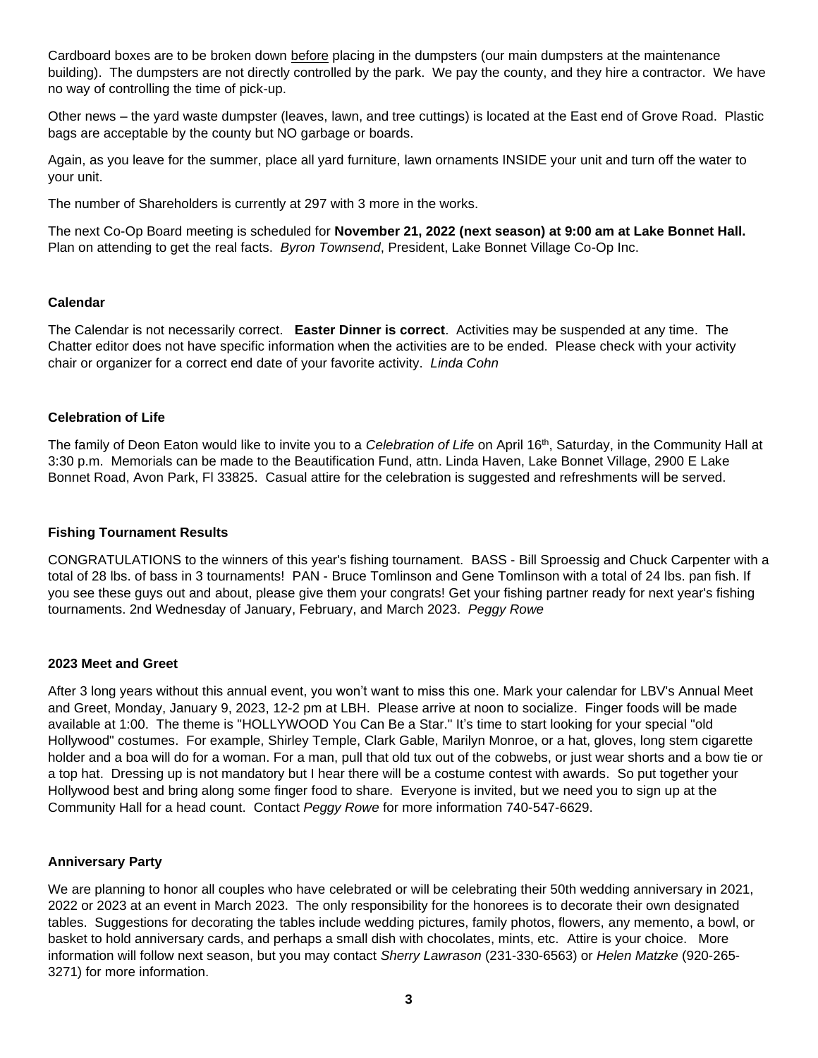Cardboard boxes are to be broken down before placing in the dumpsters (our main dumpsters at the maintenance building). The dumpsters are not directly controlled by the park. We pay the county, and they hire a contractor. We have no way of controlling the time of pick-up.

Other news – the yard waste dumpster (leaves, lawn, and tree cuttings) is located at the East end of Grove Road. Plastic bags are acceptable by the county but NO garbage or boards.

Again, as you leave for the summer, place all yard furniture, lawn ornaments INSIDE your unit and turn off the water to your unit.

The number of Shareholders is currently at 297 with 3 more in the works.

The next Co-Op Board meeting is scheduled for **November 21, 2022 (next season) at 9:00 am at Lake Bonnet Hall.** Plan on attending to get the real facts. *Byron Townsend*, President, Lake Bonnet Village Co-Op Inc.

### Calendar

The Calendar is not necessarily correct. **Easter Dinner is correct**. Activities may be suspended at any time. The Chatter editor does not have specific information when the activities are to be ended. Please check with your activity chair or organizer for a correct end date of your favorite activity. *Linda Cohn*

### Celebration of Life

The family of Deon Eaton would like to invite you to a *Celebration of Life* on April 16th, Saturday, in the Community Hall at 3:30 p.m. Memorials can be made to the Beautification Fund, attn. Linda Haven, Lake Bonnet Village, 2900 E Lake Bonnet Road, Avon Park, Fl 33825. Casual attire for the celebration is suggested and refreshments will be served.

### Fishing Tournament Results

CONGRATULATIONS to the winners of this year's fishing tournament. BASS - Bill Sproessig and Chuck Carpenter with a total of 28 lbs. of bass in 3 tournaments! PAN - Bruce Tomlinson and Gene Tomlinson with a total of 24 lbs. pan fish. If you see these guys out and about, please give them your congrats! Get your fishing partner ready for next year's fishing tournaments. 2nd Wednesday of January, February, and March 2023. *Peggy Rowe*

### 2023 Meet and Greet

After 3 long years without this annual event, you won't want to miss this one. Mark your calendar for LBV's Annual Meet and Greet, Monday, January 9, 2023, 12-2 pm at LBH. Please arrive at noon to socialize. Finger foods will be made available at 1:00. The theme is "HOLLYWOOD You Can Be a Star." It's time to start looking for your special "old Hollywood" costumes. For example, Shirley Temple, Clark Gable, Marilyn Monroe, or a hat, gloves, long stem cigarette holder and a boa will do for a woman. For a man, pull that old tux out of the cobwebs, or just wear shorts and a bow tie or a top hat. Dressing up is not mandatory but I hear there will be a costume contest with awards. So put together your Hollywood best and bring along some finger food to share. Everyone is invited, but we need you to sign up at the Community Hall for a head count. Contact *Peggy Rowe* for more information 740-547-6629.

### Anniversary Party

We are planning to honor all couples who have celebrated or will be celebrating their 50th wedding anniversary in 2021, 2022 or 2023 at an event in March 2023. The only responsibility for the honorees is to decorate their own designated tables. Suggestions for decorating the tables include wedding pictures, family photos, flowers, any memento, a bowl, or basket to hold anniversary cards, and perhaps a small dish with chocolates, mints, etc. Attire is your choice. More information will follow next season, but you may contact *Sherry Lawrason* (231-330-6563) or *Helen Matzke* (920-265-3271) for more information.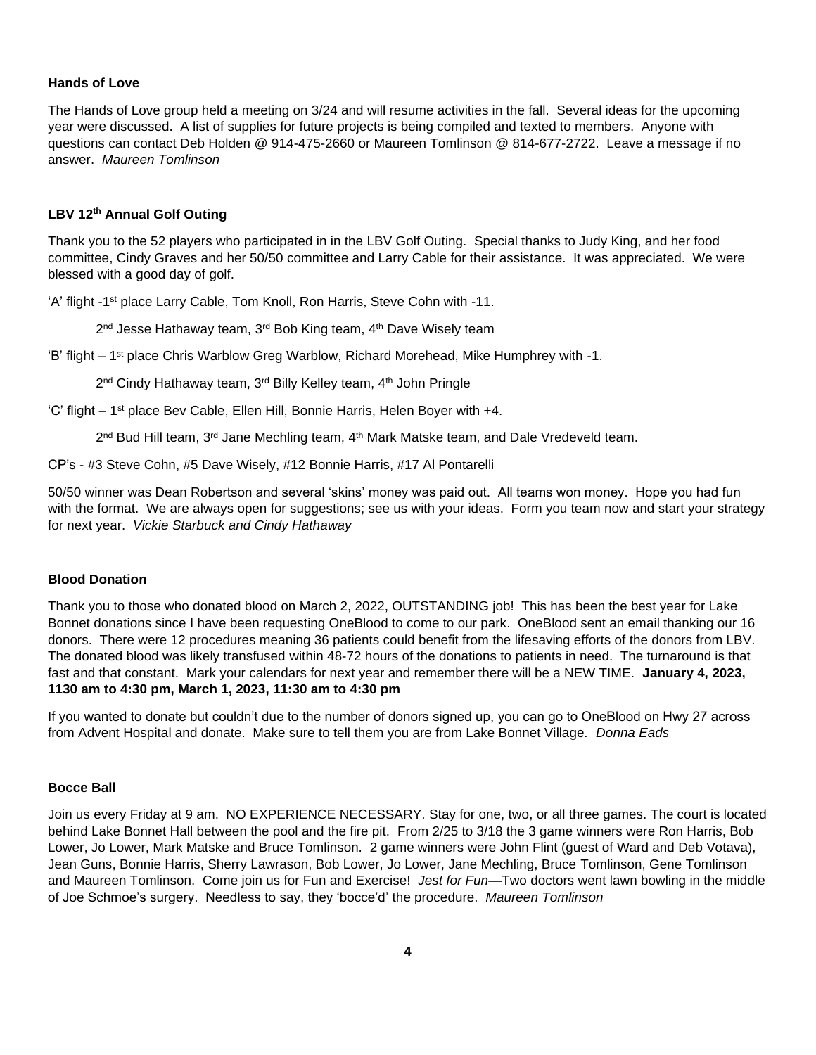**Hands of Love**

The Hands of Love group held a meeting on 3/24 and will resume activities in the fall. Several ideas for the upcoming year were discussed. A list of supplies for future projects is being compiled and texted to members. Anyone with questions can contact Deb Holden @ 914-475-2660 or Maureen Tomlinson @ 814-677-2722. Leave a message if no answer. *Maureen Tomlinson*

**LBV 12th Annual Golf Outing**

Thank you to the 52 players who participated in in the LBV Golf Outing. Special thanks to Judy King, and her food committee, Cindy Graves and her 50/50 committee and Larry Cable for their assistance. It was appreciated. We were blessed with a good day of golf.

'A' flight -1st place Larry Cable, Tom Knoll, Ron Harris, Steve Cohn with -11.

2nd Jesse Hathaway team, 3rd Bob King team, 4th Dave Wisely team

'B' flight – 1st place Chris Warblow Greg Warblow, Richard Morehead, Mike Humphrey with -1.

2nd Cindy Hathaway team, 3rd Billy Kelley team, 4th John Pringle

'C' flight – 1st place Bev Cable, Ellen Hill, Bonnie Harris, Helen Boyer with +4.

2nd Bud Hill team, 3rd Jane Mechling team, 4th Mark Matske team, and Dale Vredeveld team.

CP's - #3 Steve Cohn, #5 Dave Wisely, #12 Bonnie Harris, #17 Al Pontarelli

50/50 winner was Dean Robertson and several 'skins' money was paid out. All teams won money. Hope you had fun with the format. We are always open for suggestions; see us with your ideas. Form you team now and start your strategy for next year. *Vickie Starbuck and Cindy Hathaway*

**Blood Donation**

Thank you to those who donated blood on March 2, 2022, OUTSTANDING job! This has been the best year for Lake Bonnet donations since I have been requesting OneBlood to come to our park. OneBlood sent an email thanking our 16 donors. There were 12 procedures meaning 36 patients could benefit from the lifesaving efforts of the donors from LBV. The donated blood was likely transfused within 48-72 hours of the donations to patients in need. The turnaround is that fast and that constant. Mark your calendars for next year and remember there will be a NEW TIME. **January 4, 2023, 1130 am to 4:30 pm, March 1, 2023, 11:30 am to 4:30 pm**

If you wanted to donate but couldn't due to the number of donors signed up, you can go to OneBlood on Hwy 27 across from Advent Hospital and donate. Make sure to tell them you are from Lake Bonnet Village. *Donna Eads*

**Bocce Ball**

Join us every Friday at 9 am. NO EXPERIENCE NECESSARY. Stay for one, two, or all three games. The court is located behind Lake Bonnet Hall between the pool and the fire pit. From 2/25 to 3/18 the 3 game winners were Ron Harris, Bob Lower, Jo Lower, Mark Matske and Bruce Tomlinson. 2 game winners were John Flint (guest of Ward and Deb Votava), Jean Guns, Bonnie Harris, Sherry Lawrason, Bob Lower, Jo Lower, Jane Mechling, Bruce Tomlinson, Gene Tomlinson and Maureen Tomlinson. Come join us for Fun and Exercise! *Jest for Fun*—Two doctors went lawn bowling in the middle of Joe Schmoe's surgery. Needless to say, they 'bocce'd' the procedure. *Maureen Tomlinson*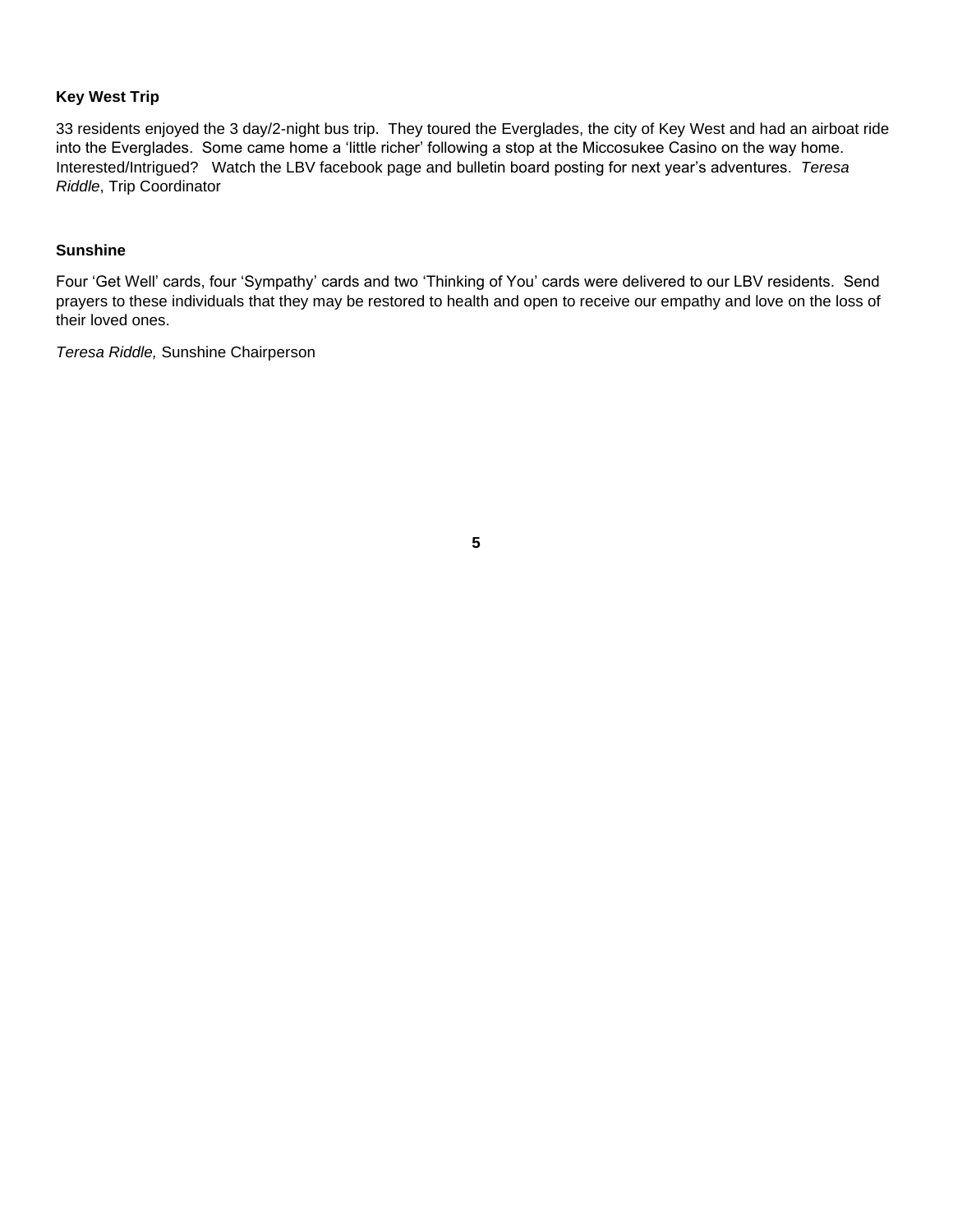**Key West Trip**

33 residents enjoyed the 3 day/2-night bus trip. They toured the Everglades, the city of Key West and had an airboat ride into the Everglades. Some came home a 'little richer' following a stop at the Miccosukee Casino on the way home. Interested/Intrigued? Watch the LBV facebook page and bulletin board posting for next year's adventures. *Teresa Riddle*, Trip Coordinator

**Sunshine**

Four 'Get Well' cards, four 'Sympathy' cards and two 'Thinking of You' cards were delivered to our LBV residents. Send prayers to these individuals that they may be restored to health and open to receive our empathy and love on the loss of their loved ones.

*Teresa Riddle,* Sunshine Chairperson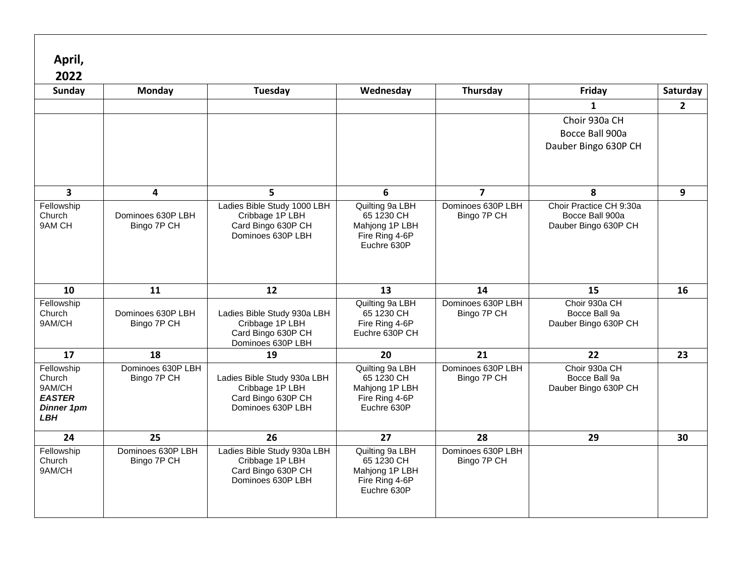**April, 2022**

| Sunday | Monday | Tuesday | Wednesday | Thursday | Friday | Saturday |
|---|---|---|---|---|---|---|
| | | | | | 1 | 2 |
| | | | | | Choir 930a CH<br>Bocce Ball 900a<br>Dauber Bingo 630P CH | |
| 3 | 4 | 5 | 6 | 7 | 8 | 9 |
| Fellowship Church 9AM CH | Dominoes 630P LBH<br>Bingo 7P CH | Ladies Bible Study 1000 LBH<br>Cribbage 1P LBH<br>Card Bingo 630P CH<br>Dominoes 630P LBH | Quilting 9a LBH<br>65 1230 CH<br>Mahjong 1P LBH<br>Fire Ring 4-6P<br>Euchre 630P | Dominoes 630P LBH<br>Bingo 7P CH | Choir Practice CH 9:30a<br>Bocce Ball 900a<br>Dauber Bingo 630P CH | |
| 10 | 11 | 12 | 13 | 14 | 15 | 16 |
| Fellowship Church 9AM/CH | Dominoes 630P LBH<br>Bingo 7P CH | Ladies Bible Study 930a LBH<br>Cribbage 1P LBH<br>Card Bingo 630P CH<br>Dominoes 630P LBH | Quilting 9a LBH<br>65 1230 CH<br>Fire Ring 4-6P<br>Euchre 630P CH | Dominoes 630P LBH<br>Bingo 7P CH | Choir 930a CH<br>Bocce Ball 9a<br>Dauber Bingo 630P CH | |
| 17 | 18 | 19 | 20 | 21 | 22 | 23 |
| Fellowship Church 9AM/CH<br>***EASTER Dinner 1pm LBH*** | Dominoes 630P LBH<br>Bingo 7P CH | Ladies Bible Study 930a LBH<br>Cribbage 1P LBH<br>Card Bingo 630P CH<br>Dominoes 630P LBH | Quilting 9a LBH<br>65 1230 CH<br>Mahjong 1P LBH<br>Fire Ring 4-6P<br>Euchre 630P | Dominoes 630P LBH<br>Bingo 7P CH | Choir 930a CH<br>Bocce Ball 9a<br>Dauber Bingo 630P CH | |
| 24 | 25 | 26 | 27 | 28 | 29 | 30 |
| Fellowship Church 9AM/CH | Dominoes 630P LBH<br>Bingo 7P CH | Ladies Bible Study 930a LBH<br>Cribbage 1P LBH<br>Card Bingo 630P CH<br>Dominoes 630P LBH | Quilting 9a LBH<br>65 1230 CH<br>Mahjong 1P LBH<br>Fire Ring 4-6P<br>Euchre 630P | Dominoes 630P LBH<br>Bingo 7P CH | | |